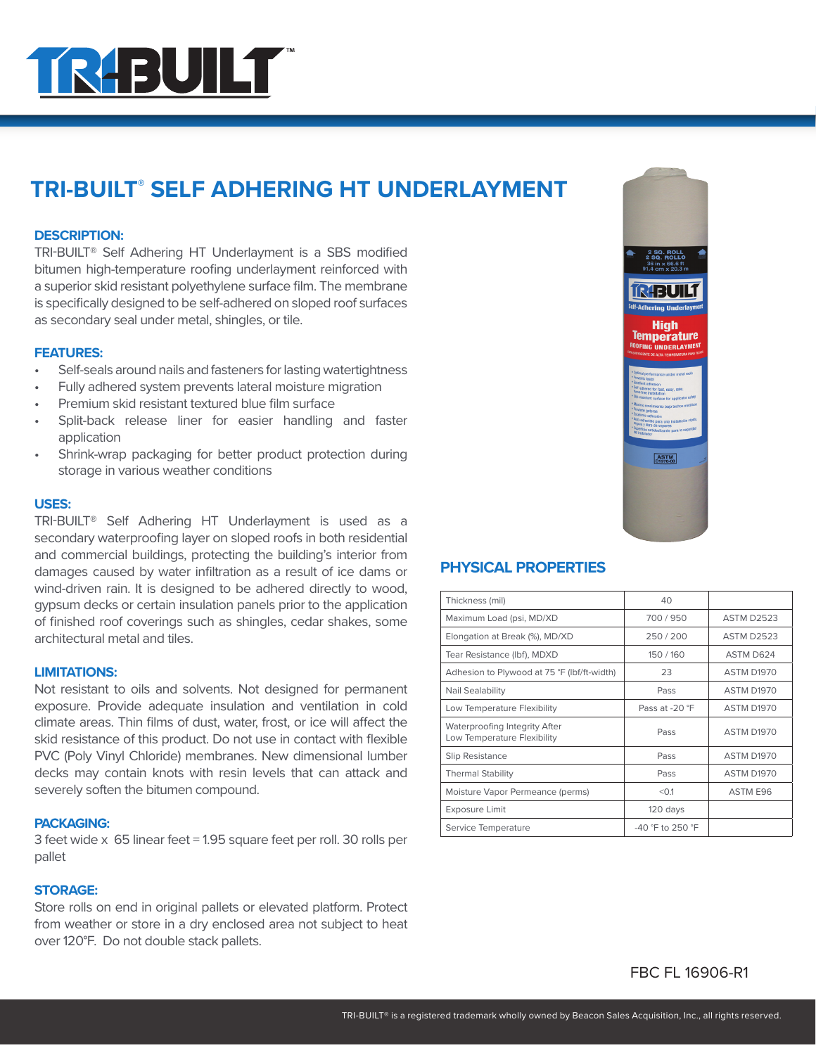# TRI-BUILT® SELF ADHERING HT UNDERLAYMENT

## DESCRIPTION:

TRI-BUILT® Self Adhering HT Underlayment is a SBS modified bitumen high-temperature roofing underlayment reinforced with a superior skid resistant polyethylene surface film. The membrane is specifically designed to be self-adhered on sloped roof surfaces as secondary seal under metal, shingles, or tile.

## FEATURES:

- Self-seals around nails and fasteners for lasting watertightness
- Fully adhered system prevents lateral moisture migration
- Premium skid resistant textured blue film surface
- Split-back release liner for easier handling and faster application
- Shrink-wrap packaging for better product protection during storage in various weather conditions

## USES:

TRI-BUILT® Self Adhering HT Underlayment is used as a secondary waterproofing layer on sloped roofs in both residential and commercial buildings, protecting the building's interior from damages caused by water infiltration as a result of ice dams or wind-driven rain. It is designed to be adhered directly to wood, gypsum decks or certain insulation panels prior to the application of finished roof coverings such as shingles, cedar shakes, some architectural metal and tiles.

## LIMITATIONS:

Not resistant to oils and solvents. Not designed for permanent exposure. Provide adequate insulation and ventilation in cold climate areas. Thin films of dust, water, frost, or ice will affect the skid resistance of this product. Do not use in contact with flexible PVC (Poly Vinyl Chloride) membranes. New dimensional lumber decks may contain knots with resin levels that can attack and severely soften the bitumen compound.

## PACKAGING:

3 feet wide x 65 linear feet = 1.95 square feet per roll. 30 rolls per pallet

## STORAGE:

Store rolls on end in original pallets or elevated platform. Protect from weather or store in a dry enclosed area not subject to heat over 120°F. Do not double stack pallets.

## PHYSICAL PROPERTIES

| Property | Value | Test Method |
|---|---|---|
| Thickness (mil) | 40 | |
| Maximum Load (psi, MD/XD | 700 / 950 | ASTM D2523 |
| Elongation at Break (%), MD/XD | 250 / 200 | ASTM D2523 |
| Tear Resistance (lbf), MDXD | 150 / 160 | ASTM D624 |
| Adhesion to Plywood at 75 °F (lbf/ft-width) | 23 | ASTM D1970 |
| Nail Sealability | Pass | ASTM D1970 |
| Low Temperature Flexibility | Pass at -20 °F | ASTM D1970 |
| Waterproofing Integrity After Low Temperature Flexibility | Pass | ASTM D1970 |
| Slip Resistance | Pass | ASTM D1970 |
| Thermal Stability | Pass | ASTM D1970 |
| Moisture Vapor Permeance (perms) | <0.1 | ASTM E96 |
| Exposure Limit | 120 days | |
| Service Temperature | -40 °F to 250 °F | |

FBC FL 16906-R1

TRI-BUILT® is a registered trademark wholly owned by Beacon Sales Acquisition, Inc., all rights reserved.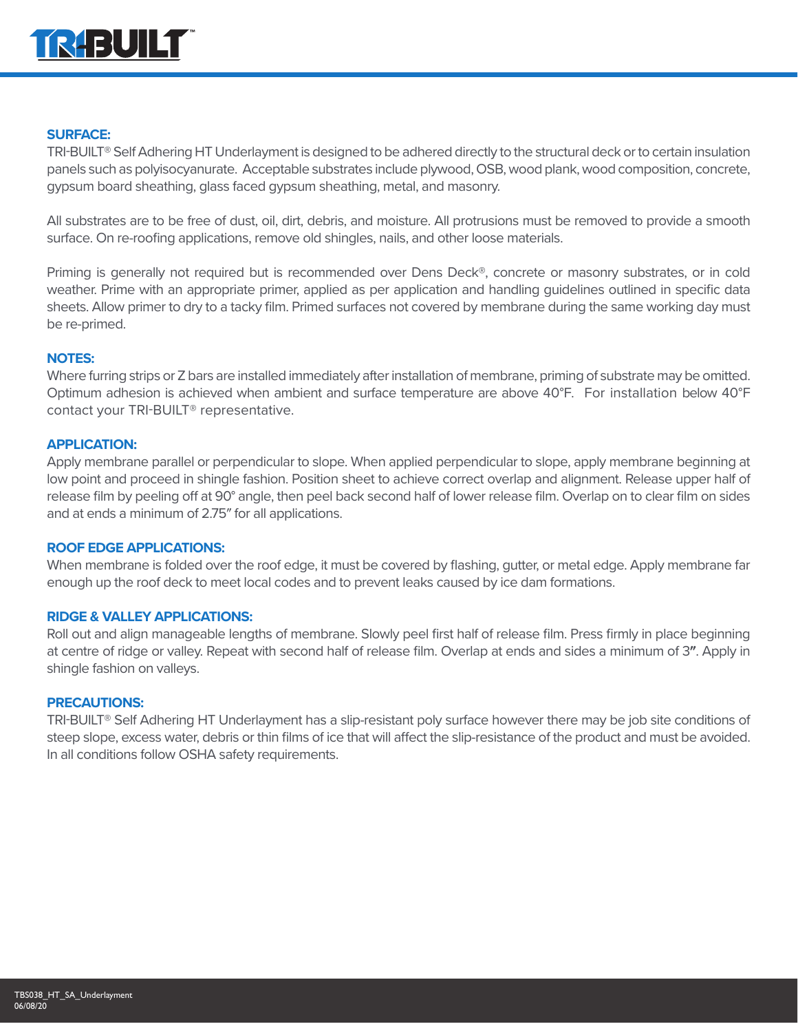## SURFACE:

TRI-BUILT® Self Adhering HT Underlayment is designed to be adhered directly to the structural deck or to certain insulation panels such as polyisocyanurate. Acceptable substrates include plywood, OSB, wood plank, wood composition, concrete, gypsum board sheathing, glass faced gypsum sheathing, metal, and masonry.

All substrates are to be free of dust, oil, dirt, debris, and moisture. All protrusions must be removed to provide a smooth surface. On re-roofing applications, remove old shingles, nails, and other loose materials.

Priming is generally not required but is recommended over Dens Deck®, concrete or masonry substrates, or in cold weather. Prime with an appropriate primer, applied as per application and handling guidelines outlined in specific data sheets. Allow primer to dry to a tacky film. Primed surfaces not covered by membrane during the same working day must be re-primed.

## NOTES:

Where furring strips or Z bars are installed immediately after installation of membrane, priming of substrate may be omitted. Optimum adhesion is achieved when ambient and surface temperature are above 40°F. For installation below 40°F contact your TRI-BUILT® representative.

## APPLICATION:

Apply membrane parallel or perpendicular to slope. When applied perpendicular to slope, apply membrane beginning at low point and proceed in shingle fashion. Position sheet to achieve correct overlap and alignment. Release upper half of release film by peeling off at 90° angle, then peel back second half of lower release film. Overlap on to clear film on sides and at ends a minimum of 2.75″ for all applications.

## ROOF EDGE APPLICATIONS:

When membrane is folded over the roof edge, it must be covered by flashing, gutter, or metal edge. Apply membrane far enough up the roof deck to meet local codes and to prevent leaks caused by ice dam formations.

## RIDGE & VALLEY APPLICATIONS:

Roll out and align manageable lengths of membrane. Slowly peel first half of release film. Press firmly in place beginning at centre of ridge or valley. Repeat with second half of release film. Overlap at ends and sides a minimum of 3″. Apply in shingle fashion on valleys.

## PRECAUTIONS:

TRI-BUILT® Self Adhering HT Underlayment has a slip-resistant poly surface however there may be job site conditions of steep slope, excess water, debris or thin films of ice that will affect the slip-resistance of the product and must be avoided. In all conditions follow OSHA safety requirements.

TBS038_HT_SA_Underlayment
06/08/20